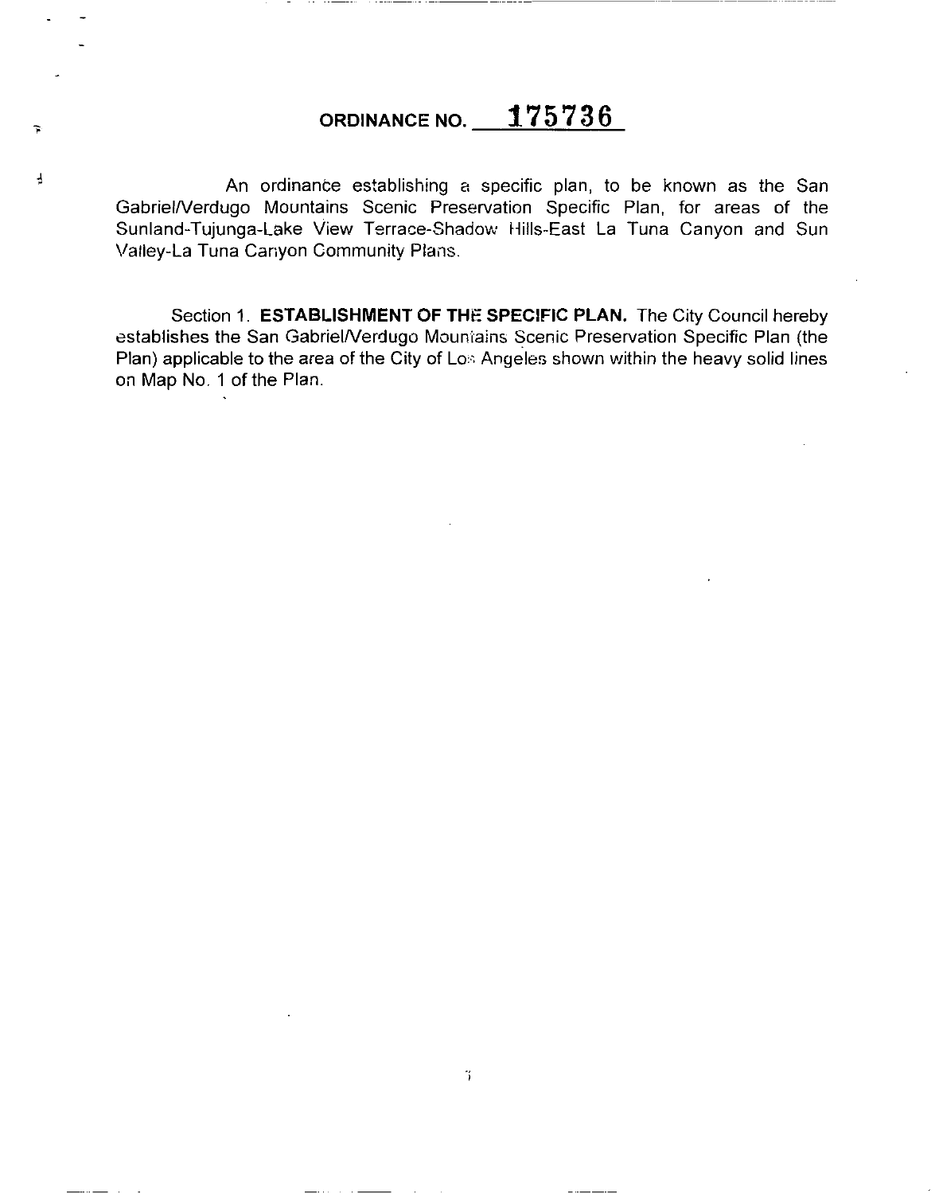# ORDINANCE NO. 175736

An ordinance establishing a specific plan, to be known as the San Gabriel/Verdugo Mountains Scenic Preservation Specific Plan, for areas of the Sunland-Tujunga-Lake View Terrace-Shadow Hills-East La Tuna Canyon and Sun Valley-La Tuna Canyon Community Plans.

Section 1. **ESTABLISHMENT OF THE SPECIFIC PLAN.** The City Council hereby establishes the San Gabriel/Verdugo Mountains Scenic Preservation Specific Plan (the Plan) applicable to the area of the City of Los Angeles shown within the heavy solid lines on Map No. 1 of the Plan.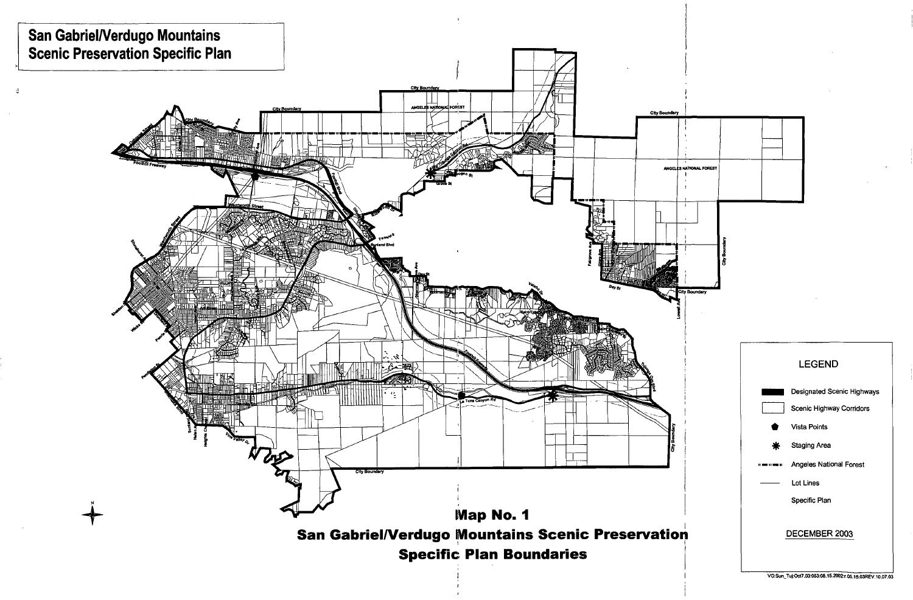# San Gabriel/Verdugo Mountains Scenic Preservation Specific Plan

## Map No. 1
## San Gabriel/Verdugo Mountains Scenic Preservation Specific Plan Boundaries

**LEGEND**

- Designated Scenic Highways
- Scenic Highway Corridors
- Vista Points
- Staging Area
- Angeles National Forest
- Lot Lines
- Specific Plan

DECEMBER 2003

VG:Sun_Tuj:Oct7.03:053:08.15.2002r.05.15.03REV.10.07.03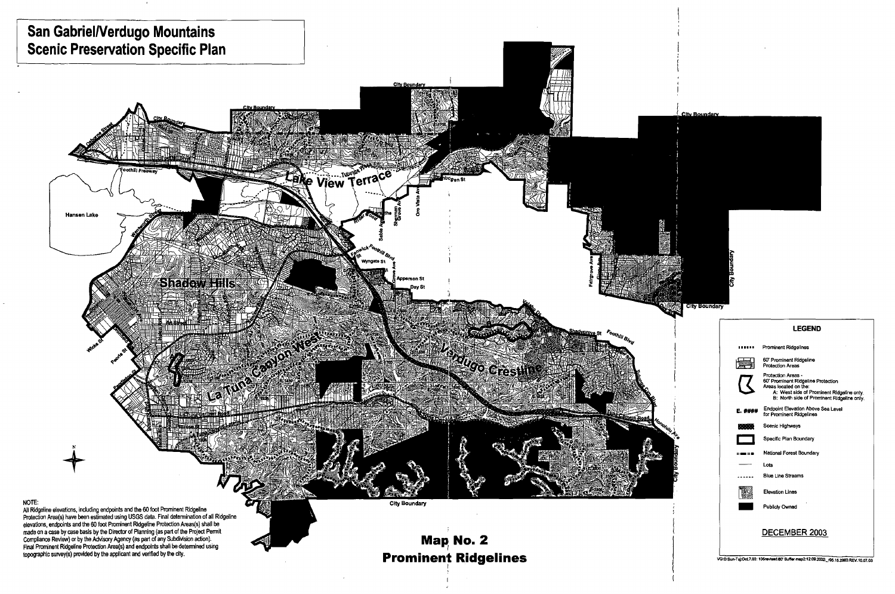# San Gabriel/Verdugo Mountains Scenic Preservation Specific Plan

## Map No. 2
## Prominent Ridgelines

**LEGEND**

- Prominent Ridgelines
- 60' Prominent Ridgeline Protection Areas
- Protection Areas - 60' Prominent Ridgeline Protection Areas located on the:
  - A: West side of Prominent Ridgeline only.
  - B: North side of Prominent Ridgeline only.
- E. #### Endpoint Elevation Above Sea Level for Prominent Ridgelines
- Scenic Highways
- Specific Plan Boundary
- National Forest Boundary
- Lots
- Blue Line Streams
- Elevation Lines
- Publicly Owned

DECEMBER 2003

NOTE:
All Ridgeline elevations, including endpoints and the 60 foot Prominent Ridgeline Protection Area(s) have been estimated using USGS data. Final determination of all Ridgeline elevations, endpoints and the 60 foot Prominent Ridgeline Protection Areas(s) shall be made on a case by case basis by the Director of Planning (as part of the Project Permit Compliance Review) or by the Advisory Agency (as part of any Subdivision action). Final Prominent Ridgeline Protection Area(s) and endpoints shall be determined using topographic survey(s) provided by the applicant and verified by the city.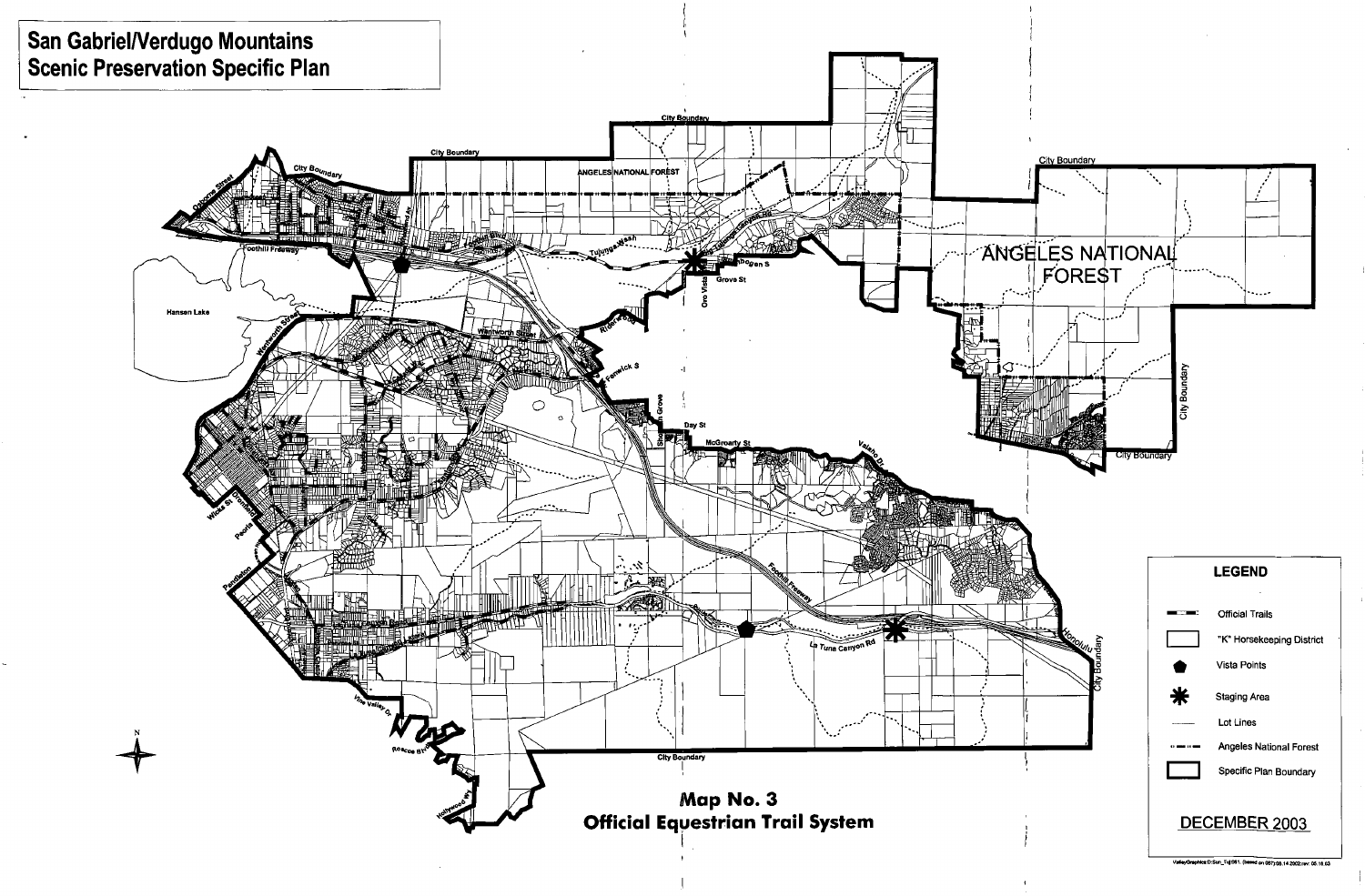# San Gabriel/Verdugo Mountains Scenic Preservation Specific Plan

## Map No. 3
## Official Equestrian Trail System

**LEGEND**

- Official Trails
- "K" Horsekeeping District
- Vista Points
- Staging Area
- Lot Lines
- Angeles National Forest
- Specific Plan Boundary

DECEMBER 2003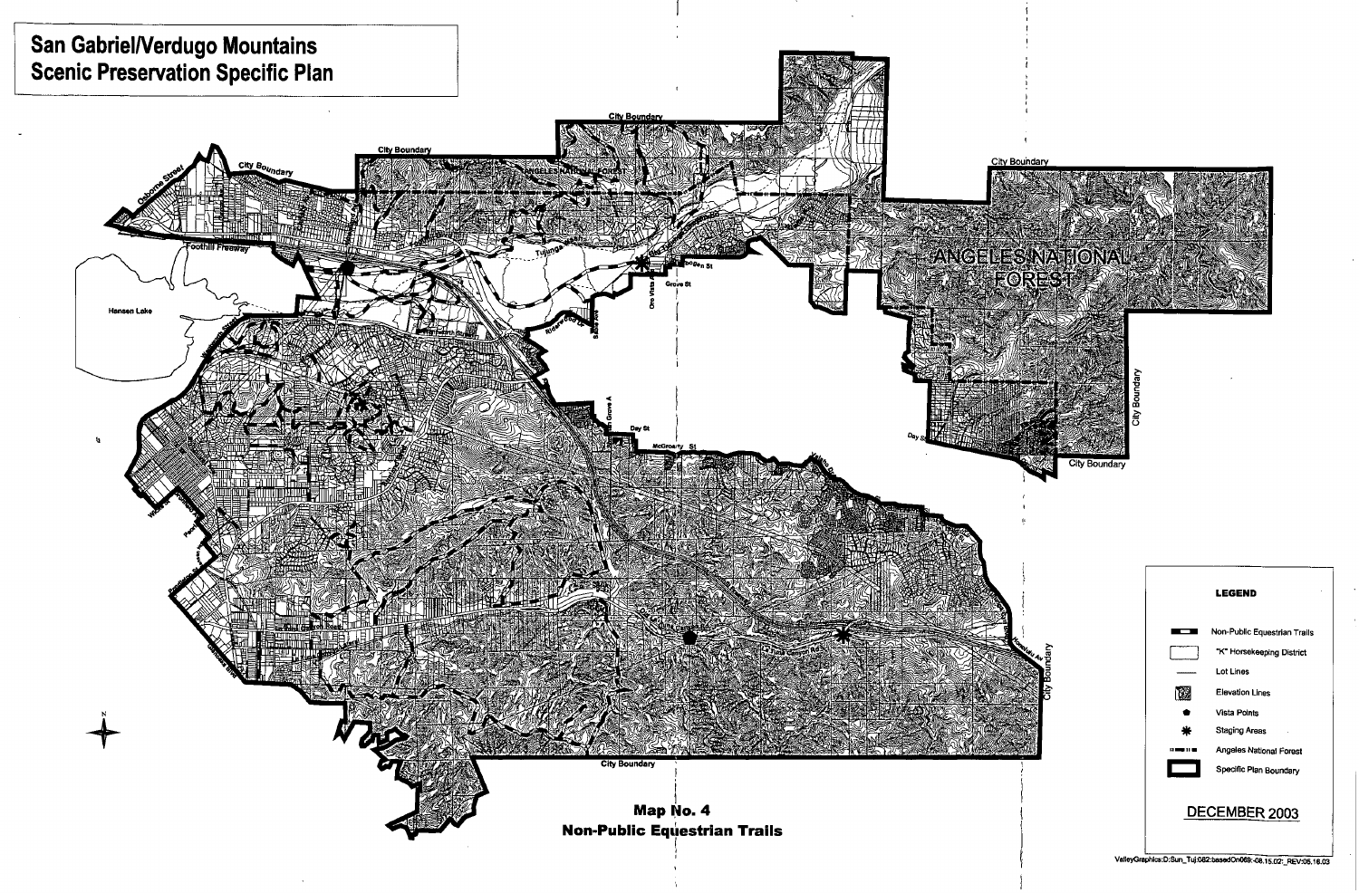# San Gabriel/Verdugo Mountains Scenic Preservation Specific Plan

**Map No. 4**
**Non-Public Equestrian Trails**

**LEGEND**

- Non-Public Equestrian Trails
- "K" Horsekeeping District
- Lot Lines
- Elevation Lines
- Vista Points
- Staging Areas
- Angeles National Forest
- Specific Plan Boundary

DECEMBER 2003

ValleyGraphics:D:Sun_Tuj:082:basedOn069:-08.15.02:_REV:05.16.03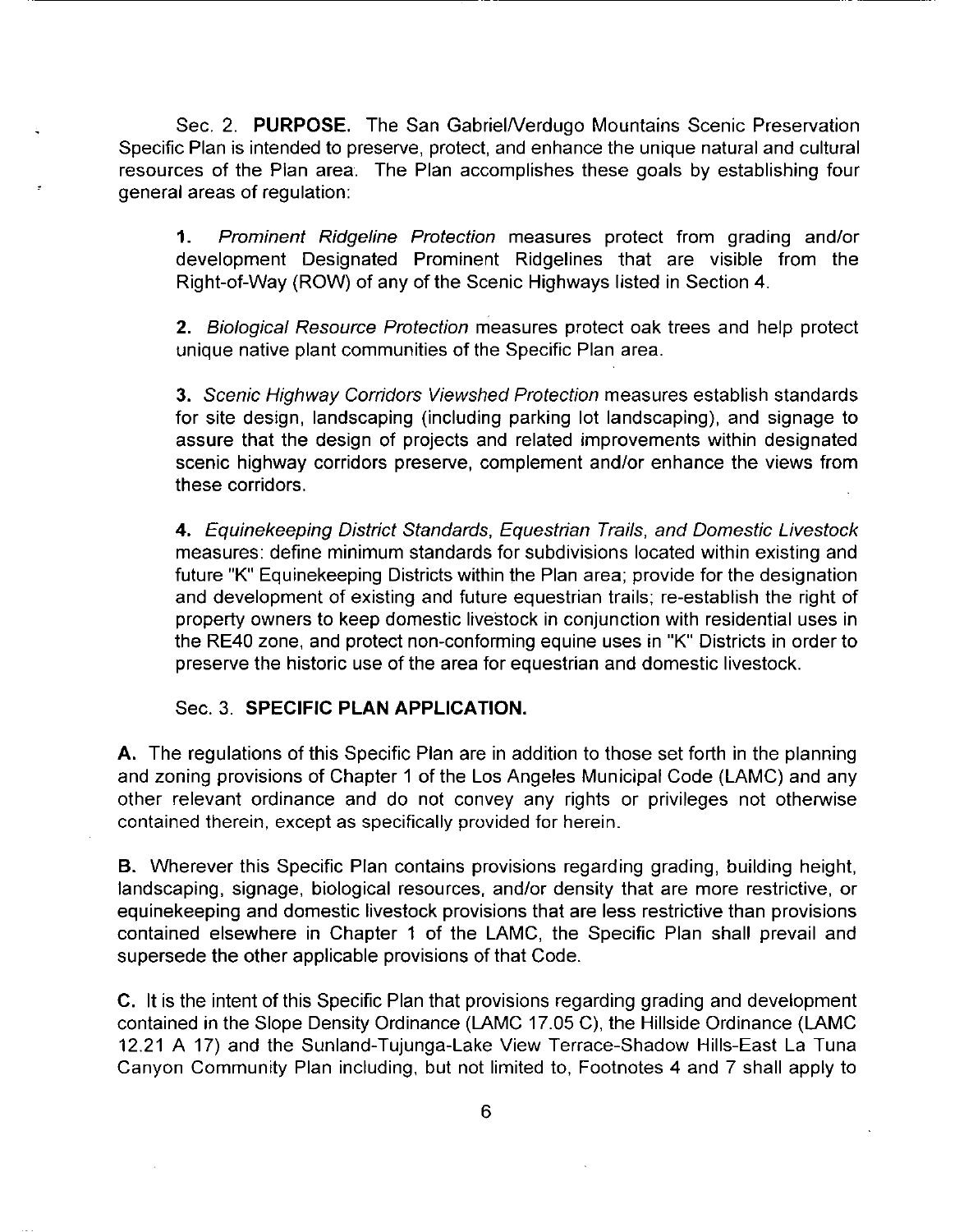Sec. 2. **PURPOSE.** The San Gabriel/Verdugo Mountains Scenic Preservation Specific Plan is intended to preserve, protect, and enhance the unique natural and cultural resources of the Plan area. The Plan accomplishes these goals by establishing four general areas of regulation:

**1.** *Prominent Ridgeline Protection* measures protect from grading and/or development Designated Prominent Ridgelines that are visible from the Right-of-Way (ROW) of any of the Scenic Highways listed in Section 4.

**2.** *Biological Resource Protection* measures protect oak trees and help protect unique native plant communities of the Specific Plan area.

**3.** *Scenic Highway Corridors Viewshed Protection* measures establish standards for site design, landscaping (including parking lot landscaping), and signage to assure that the design of projects and related improvements within designated scenic highway corridors preserve, complement and/or enhance the views from these corridors.

**4.** *Equinekeeping District Standards, Equestrian Trails, and Domestic Livestock* measures: define minimum standards for subdivisions located within existing and future "K" Equinekeeping Districts within the Plan area; provide for the designation and development of existing and future equestrian trails; re-establish the right of property owners to keep domestic livestock in conjunction with residential uses in the RE40 zone, and protect non-conforming equine uses in "K" Districts in order to preserve the historic use of the area for equestrian and domestic livestock.

Sec. 3. **SPECIFIC PLAN APPLICATION.**

**A.** The regulations of this Specific Plan are in addition to those set forth in the planning and zoning provisions of Chapter 1 of the Los Angeles Municipal Code (LAMC) and any other relevant ordinance and do not convey any rights or privileges not otherwise contained therein, except as specifically provided for herein.

**B.** Wherever this Specific Plan contains provisions regarding grading, building height, landscaping, signage, biological resources, and/or density that are more restrictive, or equinekeeping and domestic livestock provisions that are less restrictive than provisions contained elsewhere in Chapter 1 of the LAMC, the Specific Plan shall prevail and supersede the other applicable provisions of that Code.

**C.** It is the intent of this Specific Plan that provisions regarding grading and development contained in the Slope Density Ordinance (LAMC 17.05 C), the Hillside Ordinance (LAMC 12.21 A 17) and the Sunland-Tujunga-Lake View Terrace-Shadow Hills-East La Tuna Canyon Community Plan including, but not limited to, Footnotes 4 and 7 shall apply to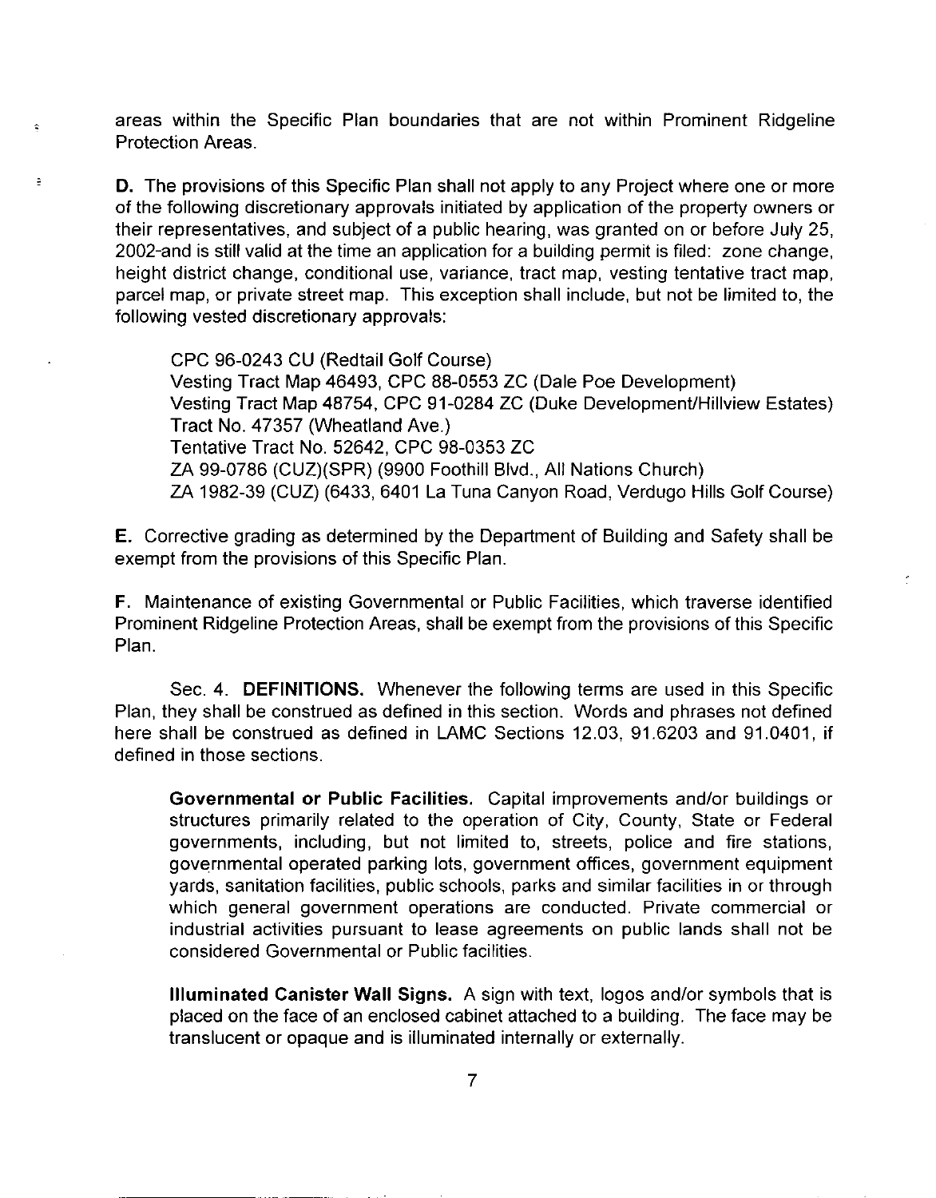areas within the Specific Plan boundaries that are not within Prominent Ridgeline Protection Areas.

**D.** The provisions of this Specific Plan shall not apply to any Project where one or more of the following discretionary approvals initiated by application of the property owners or their representatives, and subject of a public hearing, was granted on or before July 25, 2002-and is still valid at the time an application for a building permit is filed: zone change, height district change, conditional use, variance, tract map, vesting tentative tract map, parcel map, or private street map. This exception shall include, but not be limited to, the following vested discretionary approvals:

CPC 96-0243 CU (Redtail Golf Course)
Vesting Tract Map 46493, CPC 88-0553 ZC (Dale Poe Development)
Vesting Tract Map 48754, CPC 91-0284 ZC (Duke Development/Hillview Estates)
Tract No. 47357 (Wheatland Ave.)
Tentative Tract No. 52642, CPC 98-0353 ZC
ZA 99-0786 (CUZ)(SPR) (9900 Foothill Blvd., All Nations Church)
ZA 1982-39 (CUZ) (6433, 6401 La Tuna Canyon Road, Verdugo Hills Golf Course)

**E.** Corrective grading as determined by the Department of Building and Safety shall be exempt from the provisions of this Specific Plan.

**F.** Maintenance of existing Governmental or Public Facilities, which traverse identified Prominent Ridgeline Protection Areas, shall be exempt from the provisions of this Specific Plan.

Sec. 4. **DEFINITIONS.** Whenever the following terms are used in this Specific Plan, they shall be construed as defined in this section. Words and phrases not defined here shall be construed as defined in LAMC Sections 12.03, 91.6203 and 91.0401, if defined in those sections.

**Governmental or Public Facilities.** Capital improvements and/or buildings or structures primarily related to the operation of City, County, State or Federal governments, including, but not limited to, streets, police and fire stations, governmental operated parking lots, government offices, government equipment yards, sanitation facilities, public schools, parks and similar facilities in or through which general government operations are conducted. Private commercial or industrial activities pursuant to lease agreements on public lands shall not be considered Governmental or Public facilities.

**Illuminated Canister Wall Signs.** A sign with text, logos and/or symbols that is placed on the face of an enclosed cabinet attached to a building. The face may be translucent or opaque and is illuminated internally or externally.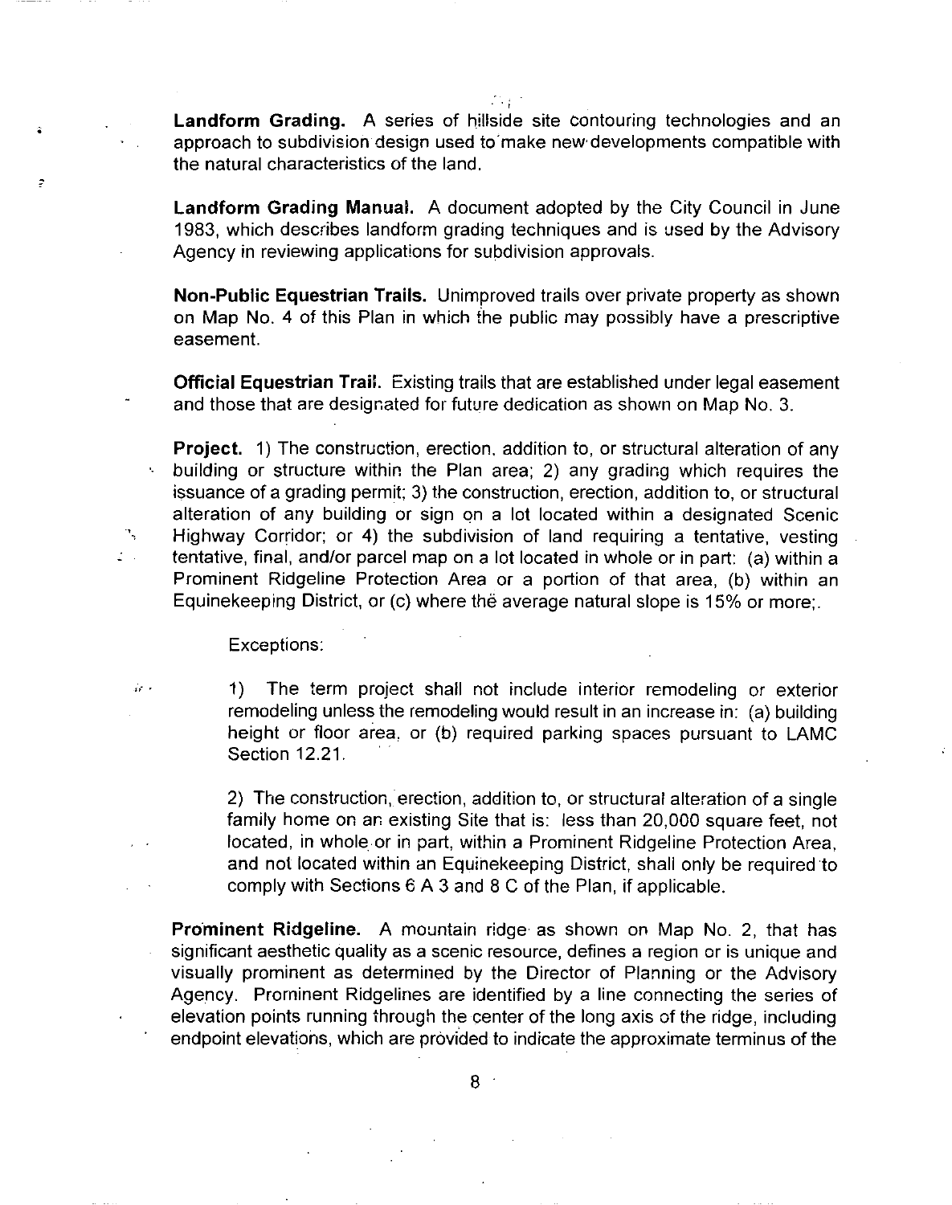**Landform Grading.** A series of hillside site contouring technologies and an approach to subdivision design used to make new developments compatible with the natural characteristics of the land.

**Landform Grading Manual.** A document adopted by the City Council in June 1983, which describes landform grading techniques and is used by the Advisory Agency in reviewing applications for subdivision approvals.

**Non-Public Equestrian Trails.** Unimproved trails over private property as shown on Map No. 4 of this Plan in which the public may possibly have a prescriptive easement.

**Official Equestrian Trail.** Existing trails that are established under legal easement and those that are designated for future dedication as shown on Map No. 3.

**Project.** 1) The construction, erection, addition to, or structural alteration of any building or structure within the Plan area; 2) any grading which requires the issuance of a grading permit; 3) the construction, erection, addition to, or structural alteration of any building or sign on a lot located within a designated Scenic Highway Corridor; or 4) the subdivision of land requiring a tentative, vesting tentative, final, and/or parcel map on a lot located in whole or in part: (a) within a Prominent Ridgeline Protection Area or a portion of that area, (b) within an Equinekeeping District, or (c) where the average natural slope is 15% or more;.

Exceptions:

1) The term project shall not include interior remodeling or exterior remodeling unless the remodeling would result in an increase in: (a) building height or floor area, or (b) required parking spaces pursuant to LAMC Section 12.21.

2) The construction, erection, addition to, or structural alteration of a single family home on an existing Site that is: less than 20,000 square feet, not located, in whole or in part, within a Prominent Ridgeline Protection Area, and not located within an Equinekeeping District, shall only be required to comply with Sections 6 A 3 and 8 C of the Plan, if applicable.

**Prominent Ridgeline.** A mountain ridge as shown on Map No. 2, that has significant aesthetic quality as a scenic resource, defines a region or is unique and visually prominent as determined by the Director of Planning or the Advisory Agency. Prominent Ridgelines are identified by a line connecting the series of elevation points running through the center of the long axis of the ridge, including endpoint elevations, which are provided to indicate the approximate terminus of the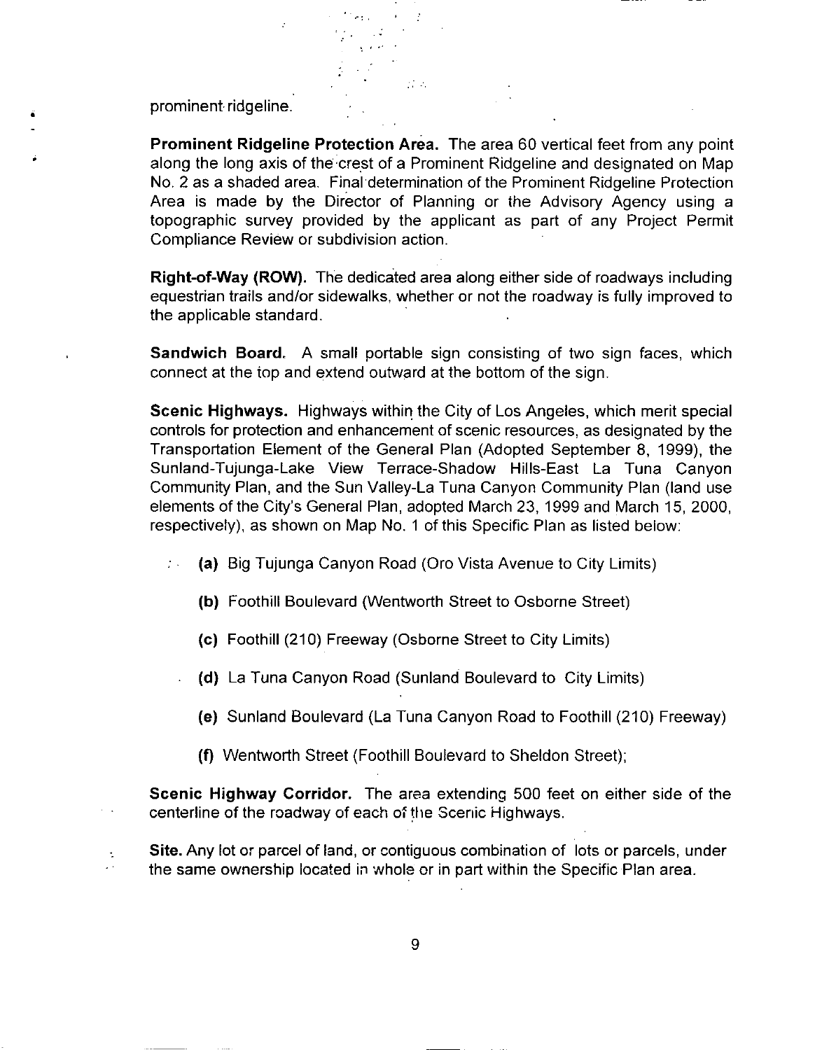prominent ridgeline.

**Prominent Ridgeline Protection Area.** The area 60 vertical feet from any point along the long axis of the crest of a Prominent Ridgeline and designated on Map No. 2 as a shaded area. Final determination of the Prominent Ridgeline Protection Area is made by the Director of Planning or the Advisory Agency using a topographic survey provided by the applicant as part of any Project Permit Compliance Review or subdivision action.

**Right-of-Way (ROW).** The dedicated area along either side of roadways including equestrian trails and/or sidewalks, whether or not the roadway is fully improved to the applicable standard.

**Sandwich Board.** A small portable sign consisting of two sign faces, which connect at the top and extend outward at the bottom of the sign.

**Scenic Highways.** Highways within the City of Los Angeles, which merit special controls for protection and enhancement of scenic resources, as designated by the Transportation Element of the General Plan (Adopted September 8, 1999), the Sunland-Tujunga-Lake View Terrace-Shadow Hills-East La Tuna Canyon Community Plan, and the Sun Valley-La Tuna Canyon Community Plan (land use elements of the City's General Plan, adopted March 23, 1999 and March 15, 2000, respectively), as shown on Map No. 1 of this Specific Plan as listed below:

- **(a)** Big Tujunga Canyon Road (Oro Vista Avenue to City Limits)
- **(b)** Foothill Boulevard (Wentworth Street to Osborne Street)
- **(c)** Foothill (210) Freeway (Osborne Street to City Limits)
- **(d)** La Tuna Canyon Road (Sunland Boulevard to City Limits)
- **(e)** Sunland Boulevard (La Tuna Canyon Road to Foothill (210) Freeway)
- **(f)** Wentworth Street (Foothill Boulevard to Sheldon Street);

**Scenic Highway Corridor.** The area extending 500 feet on either side of the centerline of the roadway of each of the Scenic Highways.

**Site.** Any lot or parcel of land, or contiguous combination of lots or parcels, under the same ownership located in whole or in part within the Specific Plan area.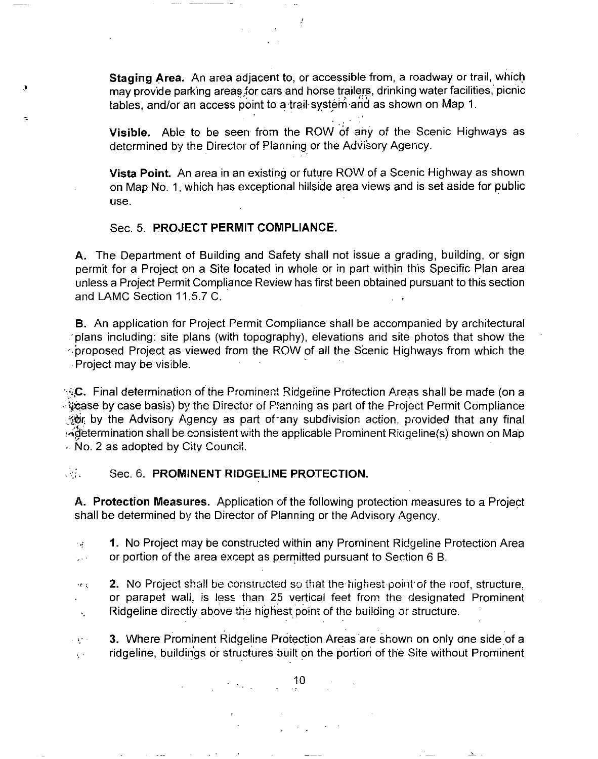**Staging Area.** An area adjacent to, or accessible from, a roadway or trail, which may provide parking areas for cars and horse trailers, drinking water facilities, picnic tables, and/or an access point to a trail system and as shown on Map 1.

**Visible.** Able to be seen from the ROW of any of the Scenic Highways as determined by the Director of Planning or the Advisory Agency.

**Vista Point.** An area in an existing or future ROW of a Scenic Highway as shown on Map No. 1, which has exceptional hillside area views and is set aside for public use.

Sec. 5. **PROJECT PERMIT COMPLIANCE.**

**A.** The Department of Building and Safety shall not issue a grading, building, or sign permit for a Project on a Site located in whole or in part within this Specific Plan area unless a Project Permit Compliance Review has first been obtained pursuant to this section and LAMC Section 11.5.7 C.

**B.** An application for Project Permit Compliance shall be accompanied by architectural plans including: site plans (with topography), elevations and site photos that show the proposed Project as viewed from the ROW of all the Scenic Highways from which the Project may be visible.

**C.** Final determination of the Prominent Ridgeline Protection Areas shall be made (on a case by case basis) by the Director of Planning as part of the Project Permit Compliance or, by the Advisory Agency as part of any subdivision action, provided that any final determination shall be consistent with the applicable Prominent Ridgeline(s) shown on Map No. 2 as adopted by City Council.

Sec. 6. **PROMINENT RIDGELINE PROTECTION.**

**A. Protection Measures.** Application of the following protection measures to a Project shall be determined by the Director of Planning or the Advisory Agency.

1. No Project may be constructed within any Prominent Ridgeline Protection Area or portion of the area except as permitted pursuant to Section 6 B.

2. No Project shall be constructed so that the highest point of the roof, structure, or parapet wall, is less than 25 vertical feet from the designated Prominent Ridgeline directly above the highest point of the building or structure.

3. Where Prominent Ridgeline Protection Areas are shown on only one side of a ridgeline, buildings or structures built on the portion of the Site without Prominent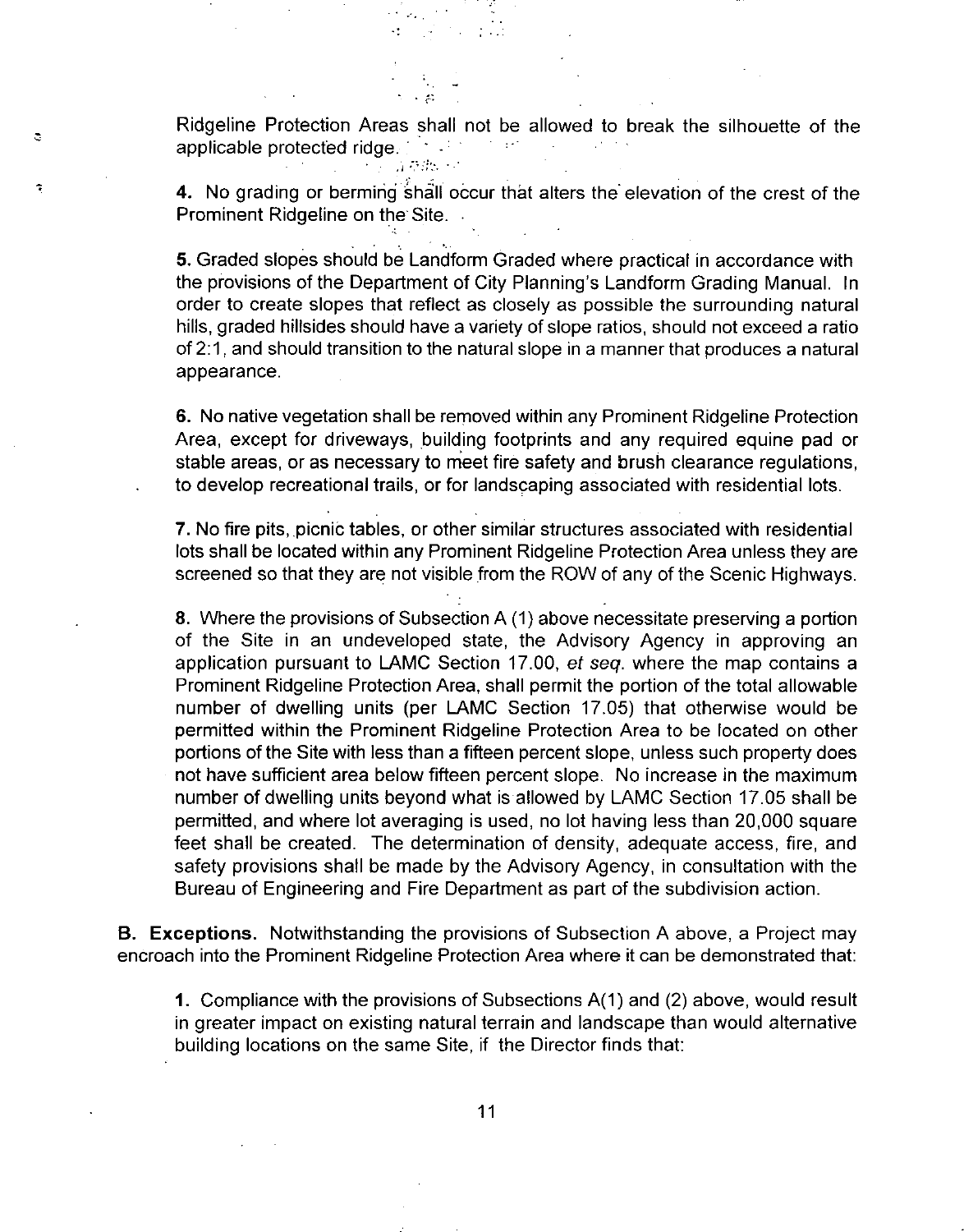Ridgeline Protection Areas shall not be allowed to break the silhouette of the applicable protected ridge.

**4.** No grading or berming shall occur that alters the elevation of the crest of the Prominent Ridgeline on the Site.

**5.** Graded slopes should be Landform Graded where practical in accordance with the provisions of the Department of City Planning's Landform Grading Manual. In order to create slopes that reflect as closely as possible the surrounding natural hills, graded hillsides should have a variety of slope ratios, should not exceed a ratio of 2:1, and should transition to the natural slope in a manner that produces a natural appearance.

**6.** No native vegetation shall be removed within any Prominent Ridgeline Protection Area, except for driveways, building footprints and any required equine pad or stable areas, or as necessary to meet fire safety and brush clearance regulations, to develop recreational trails, or for landscaping associated with residential lots.

**7.** No fire pits, picnic tables, or other similar structures associated with residential lots shall be located within any Prominent Ridgeline Protection Area unless they are screened so that they are not visible from the ROW of any of the Scenic Highways.

**8.** Where the provisions of Subsection A (1) above necessitate preserving a portion of the Site in an undeveloped state, the Advisory Agency in approving an application pursuant to LAMC Section 17.00, *et seq*. where the map contains a Prominent Ridgeline Protection Area, shall permit the portion of the total allowable number of dwelling units (per LAMC Section 17.05) that otherwise would be permitted within the Prominent Ridgeline Protection Area to be located on other portions of the Site with less than a fifteen percent slope, unless such property does not have sufficient area below fifteen percent slope. No increase in the maximum number of dwelling units beyond what is allowed by LAMC Section 17.05 shall be permitted, and where lot averaging is used, no lot having less than 20,000 square feet shall be created. The determination of density, adequate access, fire, and safety provisions shall be made by the Advisory Agency, in consultation with the Bureau of Engineering and Fire Department as part of the subdivision action.

**B. Exceptions.** Notwithstanding the provisions of Subsection A above, a Project may encroach into the Prominent Ridgeline Protection Area where it can be demonstrated that:

**1.** Compliance with the provisions of Subsections A(1) and (2) above, would result in greater impact on existing natural terrain and landscape than would alternative building locations on the same Site, if the Director finds that: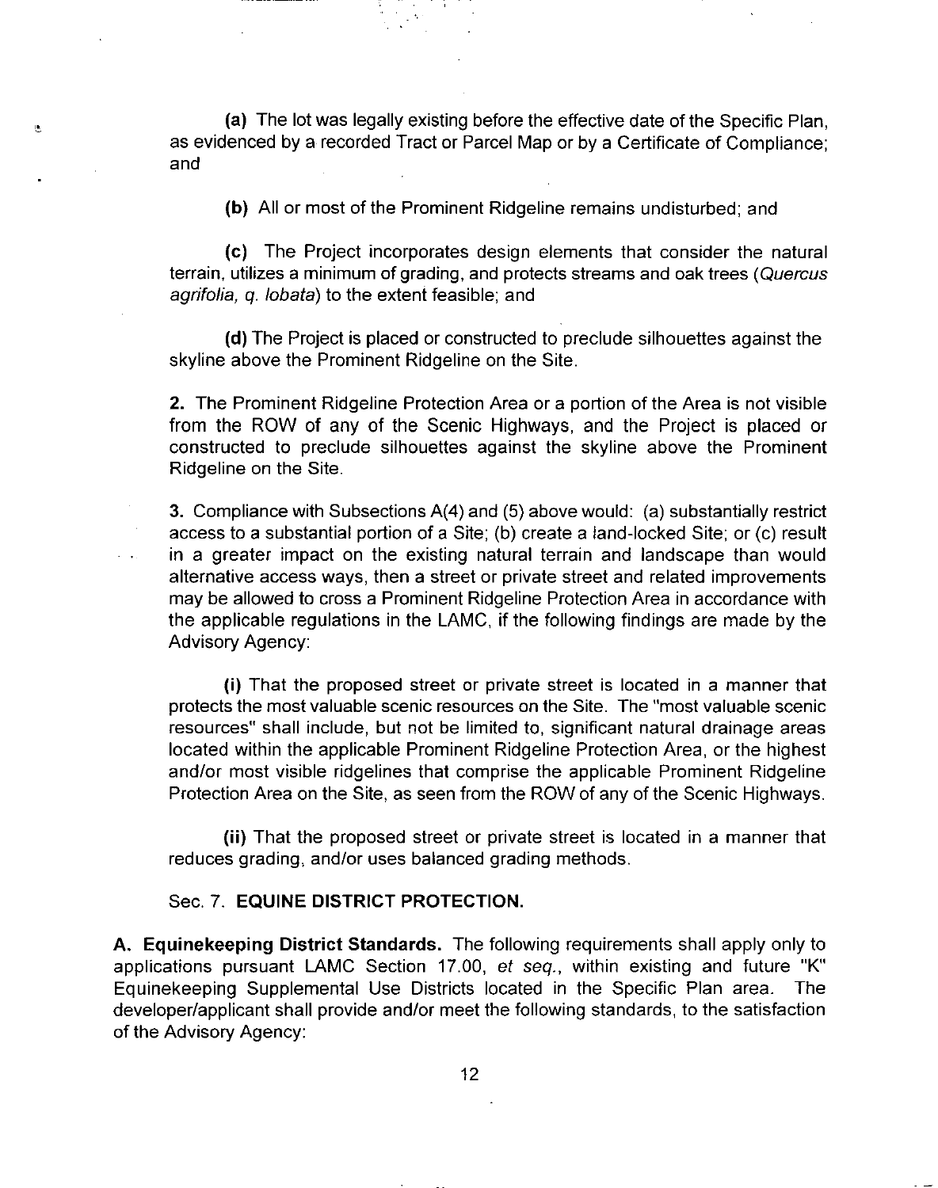**(a)** The lot was legally existing before the effective date of the Specific Plan, as evidenced by a recorded Tract or Parcel Map or by a Certificate of Compliance; and

**(b)** All or most of the Prominent Ridgeline remains undisturbed; and

**(c)** The Project incorporates design elements that consider the natural terrain, utilizes a minimum of grading, and protects streams and oak trees (*Quercus agrifolia, q. lobata*) to the extent feasible; and

**(d)** The Project is placed or constructed to preclude silhouettes against the skyline above the Prominent Ridgeline on the Site.

**2.** The Prominent Ridgeline Protection Area or a portion of the Area is not visible from the ROW of any of the Scenic Highways, and the Project is placed or constructed to preclude silhouettes against the skyline above the Prominent Ridgeline on the Site.

**3.** Compliance with Subsections A(4) and (5) above would: (a) substantially restrict access to a substantial portion of a Site; (b) create a land-locked Site; or (c) result in a greater impact on the existing natural terrain and landscape than would alternative access ways, then a street or private street and related improvements may be allowed to cross a Prominent Ridgeline Protection Area in accordance with the applicable regulations in the LAMC, if the following findings are made by the Advisory Agency:

**(i)** That the proposed street or private street is located in a manner that protects the most valuable scenic resources on the Site. The "most valuable scenic resources" shall include, but not be limited to, significant natural drainage areas located within the applicable Prominent Ridgeline Protection Area, or the highest and/or most visible ridgelines that comprise the applicable Prominent Ridgeline Protection Area on the Site, as seen from the ROW of any of the Scenic Highways.

**(ii)** That the proposed street or private street is located in a manner that reduces grading, and/or uses balanced grading methods.

## Sec. 7. **EQUINE DISTRICT PROTECTION.**

**A. Equinekeeping District Standards.** The following requirements shall apply only to applications pursuant LAMC Section 17.00, *et seq.*, within existing and future "K" Equinekeeping Supplemental Use Districts located in the Specific Plan area. The developer/applicant shall provide and/or meet the following standards, to the satisfaction of the Advisory Agency: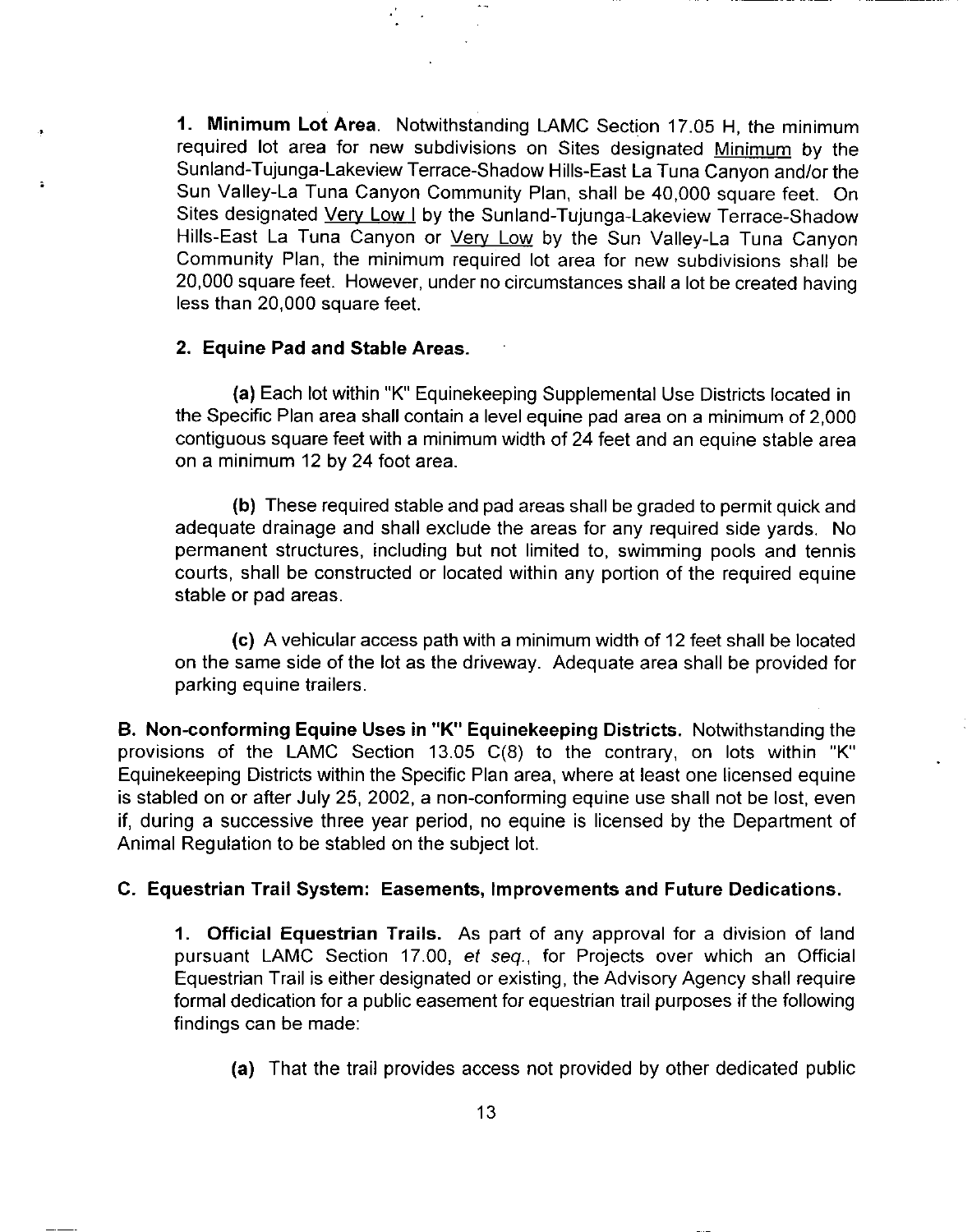**1. Minimum Lot Area.** Notwithstanding LAMC Section 17.05 H, the minimum required lot area for new subdivisions on Sites designated Minimum by the Sunland-Tujunga-Lakeview Terrace-Shadow Hills-East La Tuna Canyon and/or the Sun Valley-La Tuna Canyon Community Plan, shall be 40,000 square feet. On Sites designated Very Low I by the Sunland-Tujunga-Lakeview Terrace-Shadow Hills-East La Tuna Canyon or Very Low by the Sun Valley-La Tuna Canyon Community Plan, the minimum required lot area for new subdivisions shall be 20,000 square feet. However, under no circumstances shall a lot be created having less than 20,000 square feet.

**2. Equine Pad and Stable Areas.**

**(a)** Each lot within "K" Equinekeeping Supplemental Use Districts located in the Specific Plan area shall contain a level equine pad area on a minimum of 2,000 contiguous square feet with a minimum width of 24 feet and an equine stable area on a minimum 12 by 24 foot area.

**(b)** These required stable and pad areas shall be graded to permit quick and adequate drainage and shall exclude the areas for any required side yards. No permanent structures, including but not limited to, swimming pools and tennis courts, shall be constructed or located within any portion of the required equine stable or pad areas.

**(c)** A vehicular access path with a minimum width of 12 feet shall be located on the same side of the lot as the driveway. Adequate area shall be provided for parking equine trailers.

**B. Non-conforming Equine Uses in "K" Equinekeeping Districts.** Notwithstanding the provisions of the LAMC Section 13.05 C(8) to the contrary, on lots within "K" Equinekeeping Districts within the Specific Plan area, where at least one licensed equine is stabled on or after July 25, 2002, a non-conforming equine use shall not be lost, even if, during a successive three year period, no equine is licensed by the Department of Animal Regulation to be stabled on the subject lot.

**C. Equestrian Trail System: Easements, Improvements and Future Dedications.**

**1. Official Equestrian Trails.** As part of any approval for a division of land pursuant LAMC Section 17.00, *et seq.*, for Projects over which an Official Equestrian Trail is either designated or existing, the Advisory Agency shall require formal dedication for a public easement for equestrian trail purposes if the following findings can be made:

**(a)** That the trail provides access not provided by other dedicated public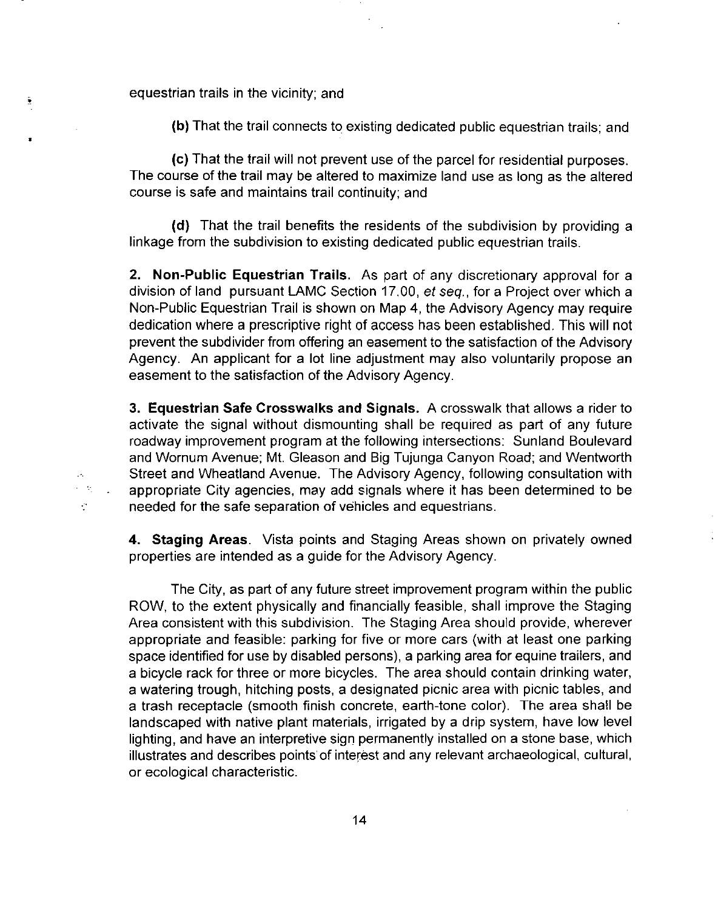equestrian trails in the vicinity; and

**(b)** That the trail connects to existing dedicated public equestrian trails; and

**(c)** That the trail will not prevent use of the parcel for residential purposes. The course of the trail may be altered to maximize land use as long as the altered course is safe and maintains trail continuity; and

**(d)** That the trail benefits the residents of the subdivision by providing a linkage from the subdivision to existing dedicated public equestrian trails.

**2. Non-Public Equestrian Trails.** As part of any discretionary approval for a division of land pursuant LAMC Section 17.00, *et seq.*, for a Project over which a Non-Public Equestrian Trail is shown on Map 4, the Advisory Agency may require dedication where a prescriptive right of access has been established. This will not prevent the subdivider from offering an easement to the satisfaction of the Advisory Agency. An applicant for a lot line adjustment may also voluntarily propose an easement to the satisfaction of the Advisory Agency.

**3. Equestrian Safe Crosswalks and Signals.** A crosswalk that allows a rider to activate the signal without dismounting shall be required as part of any future roadway improvement program at the following intersections: Sunland Boulevard and Wornum Avenue; Mt. Gleason and Big Tujunga Canyon Road; and Wentworth Street and Wheatland Avenue. The Advisory Agency, following consultation with appropriate City agencies, may add signals where it has been determined to be needed for the safe separation of vehicles and equestrians.

**4. Staging Areas**. Vista points and Staging Areas shown on privately owned properties are intended as a guide for the Advisory Agency.

The City, as part of any future street improvement program within the public ROW, to the extent physically and financially feasible, shall improve the Staging Area consistent with this subdivision. The Staging Area should provide, wherever appropriate and feasible: parking for five or more cars (with at least one parking space identified for use by disabled persons), a parking area for equine trailers, and a bicycle rack for three or more bicycles. The area should contain drinking water, a watering trough, hitching posts, a designated picnic area with picnic tables, and a trash receptacle (smooth finish concrete, earth-tone color). The area shall be landscaped with native plant materials, irrigated by a drip system, have low level lighting, and have an interpretive sign permanently installed on a stone base, which illustrates and describes points of interest and any relevant archaeological, cultural, or ecological characteristic.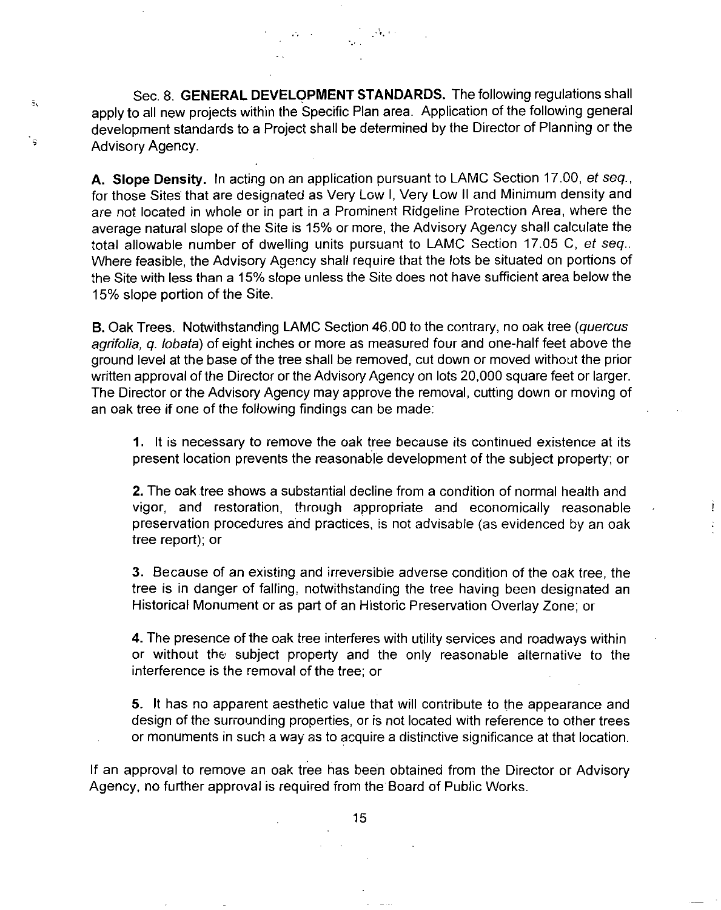Sec. 8. **GENERAL DEVELOPMENT STANDARDS.** The following regulations shall apply to all new projects within the Specific Plan area. Application of the following general development standards to a Project shall be determined by the Director of Planning or the Advisory Agency.

**A. Slope Density.** In acting on an application pursuant to LAMC Section 17.00, *et seq.*, for those Sites that are designated as Very Low I, Very Low II and Minimum density and are not located in whole or in part in a Prominent Ridgeline Protection Area, where the average natural slope of the Site is 15% or more, the Advisory Agency shall calculate the total allowable number of dwelling units pursuant to LAMC Section 17.05 C, *et seq.*. Where feasible, the Advisory Agency shall require that the lots be situated on portions of the Site with less than a 15% slope unless the Site does not have sufficient area below the 15% slope portion of the Site.

**B.** Oak Trees. Notwithstanding LAMC Section 46.00 to the contrary, no oak tree (*quercus agrifolia, q. lobata*) of eight inches or more as measured four and one-half feet above the ground level at the base of the tree shall be removed, cut down or moved without the prior written approval of the Director or the Advisory Agency on lots 20,000 square feet or larger. The Director or the Advisory Agency may approve the removal, cutting down or moving of an oak tree if one of the following findings can be made:

**1.** It is necessary to remove the oak tree because its continued existence at its present location prevents the reasonable development of the subject property; or

**2.** The oak tree shows a substantial decline from a condition of normal health and vigor, and restoration, through appropriate and economically reasonable preservation procedures and practices, is not advisable (as evidenced by an oak tree report); or

**3.** Because of an existing and irreversible adverse condition of the oak tree, the tree is in danger of falling, notwithstanding the tree having been designated an Historical Monument or as part of an Historic Preservation Overlay Zone; or

**4.** The presence of the oak tree interferes with utility services and roadways within or without the subject property and the only reasonable alternative to the interference is the removal of the tree; or

**5.** It has no apparent aesthetic value that will contribute to the appearance and design of the surrounding properties, or is not located with reference to other trees or monuments in such a way as to acquire a distinctive significance at that location.

If an approval to remove an oak tree has been obtained from the Director or Advisory Agency, no further approval is required from the Board of Public Works.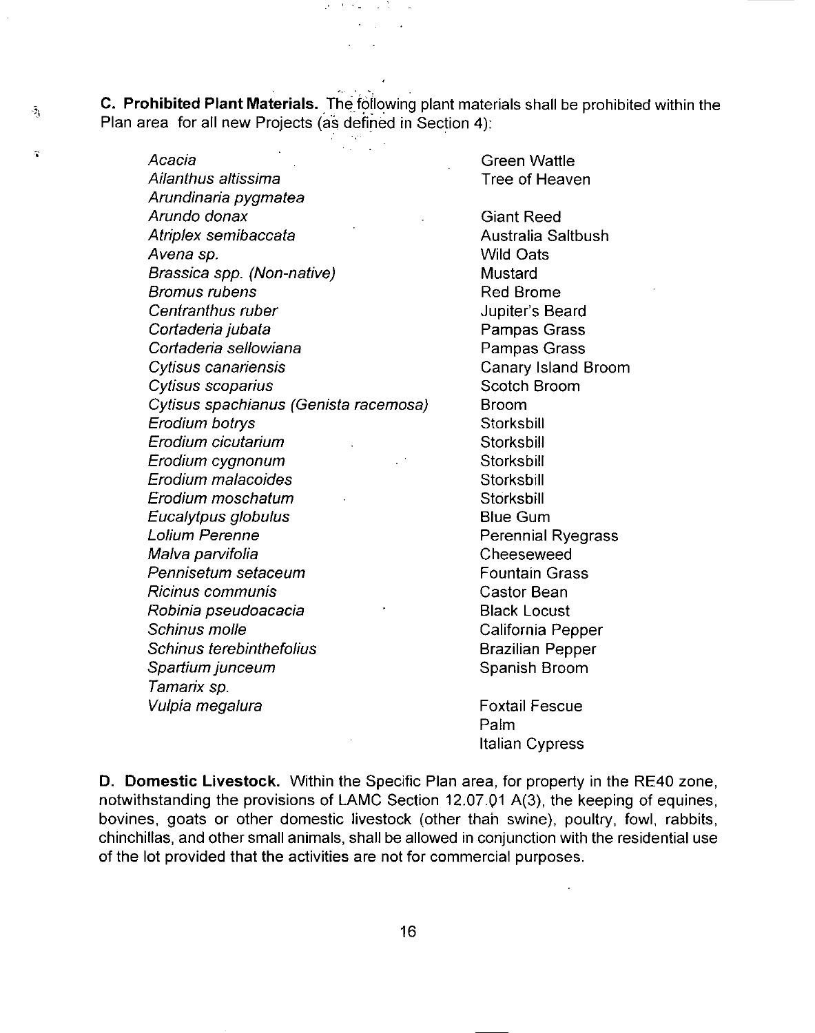**C. Prohibited Plant Materials.** The following plant materials shall be prohibited within the Plan area for all new Projects (as defined in Section 4):

| | |
|---|---|
| *Acacia* | Green Wattle |
| *Ailanthus altissima* | Tree of Heaven |
| *Arundinaria pygmatea* | |
| *Arundo donax* | Giant Reed |
| *Atriplex semibaccata* | Australia Saltbush |
| *Avena sp.* | Wild Oats |
| *Brassica spp. (Non-native)* | Mustard |
| *Bromus rubens* | Red Brome |
| *Centranthus ruber* | Jupiter's Beard |
| *Cortaderia jubata* | Pampas Grass |
| *Cortaderia sellowiana* | Pampas Grass |
| *Cytisus canariensis* | Canary Island Broom |
| *Cytisus scoparius* | Scotch Broom |
| *Cytisus spachianus (Genista racemosa)* | Broom |
| *Erodium botrys* | Storksbill |
| *Erodium cicutarium* | Storksbill |
| *Erodium cygnonum* | Storksbill |
| *Erodium malacoides* | Storksbill |
| *Erodium moschatum* | Storksbill |
| *Eucalytpus globulus* | Blue Gum |
| *Lolium Perenne* | Perennial Ryegrass |
| *Malva parvifolia* | Cheeseweed |
| *Pennisetum setaceum* | Fountain Grass |
| *Ricinus communis* | Castor Bean |
| *Robinia pseudoacacia* | Black Locust |
| *Schinus molle* | California Pepper |
| *Schinus terebinthefolius* | Brazilian Pepper |
| *Spartium junceum* | Spanish Broom |
| *Tamarix sp.* | |
| *Vulpia megalura* | Foxtail Fescue |
| | Palm |
| | Italian Cypress |

**D. Domestic Livestock.** Within the Specific Plan area, for property in the RE40 zone, notwithstanding the provisions of LAMC Section 12.07.01 A(3), the keeping of equines, bovines, goats or other domestic livestock (other than swine), poultry, fowl, rabbits, chinchillas, and other small animals, shall be allowed in conjunction with the residential use of the lot provided that the activities are not for commercial purposes.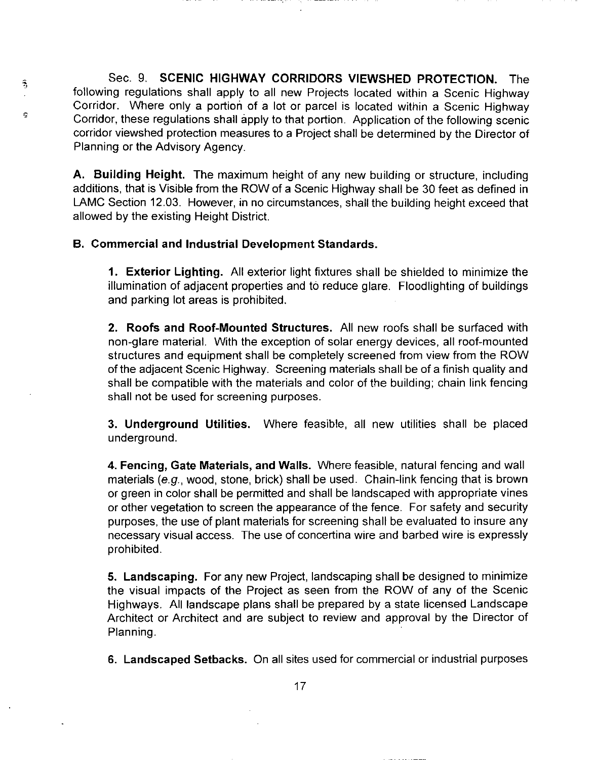Sec. 9. **SCENIC HIGHWAY CORRIDORS VIEWSHED PROTECTION.** The following regulations shall apply to all new Projects located within a Scenic Highway Corridor. Where only a portion of a lot or parcel is located within a Scenic Highway Corridor, these regulations shall apply to that portion. Application of the following scenic corridor viewshed protection measures to a Project shall be determined by the Director of Planning or the Advisory Agency.

**A. Building Height.** The maximum height of any new building or structure, including additions, that is Visible from the ROW of a Scenic Highway shall be 30 feet as defined in LAMC Section 12.03. However, in no circumstances, shall the building height exceed that allowed by the existing Height District.

**B. Commercial and Industrial Development Standards.**

**1. Exterior Lighting.** All exterior light fixtures shall be shielded to minimize the illumination of adjacent properties and to reduce glare. Floodlighting of buildings and parking lot areas is prohibited.

**2. Roofs and Roof-Mounted Structures.** All new roofs shall be surfaced with non-glare material. With the exception of solar energy devices, all roof-mounted structures and equipment shall be completely screened from view from the ROW of the adjacent Scenic Highway. Screening materials shall be of a finish quality and shall be compatible with the materials and color of the building; chain link fencing shall not be used for screening purposes.

**3. Underground Utilities.** Where feasible, all new utilities shall be placed underground.

**4. Fencing, Gate Materials, and Walls.** Where feasible, natural fencing and wall materials (*e.g.*, wood, stone, brick) shall be used. Chain-link fencing that is brown or green in color shall be permitted and shall be landscaped with appropriate vines or other vegetation to screen the appearance of the fence. For safety and security purposes, the use of plant materials for screening shall be evaluated to insure any necessary visual access. The use of concertina wire and barbed wire is expressly prohibited.

**5. Landscaping.** For any new Project, landscaping shall be designed to minimize the visual impacts of the Project as seen from the ROW of any of the Scenic Highways. All landscape plans shall be prepared by a state licensed Landscape Architect or Architect and are subject to review and approval by the Director of Planning.

**6. Landscaped Setbacks.** On all sites used for commercial or industrial purposes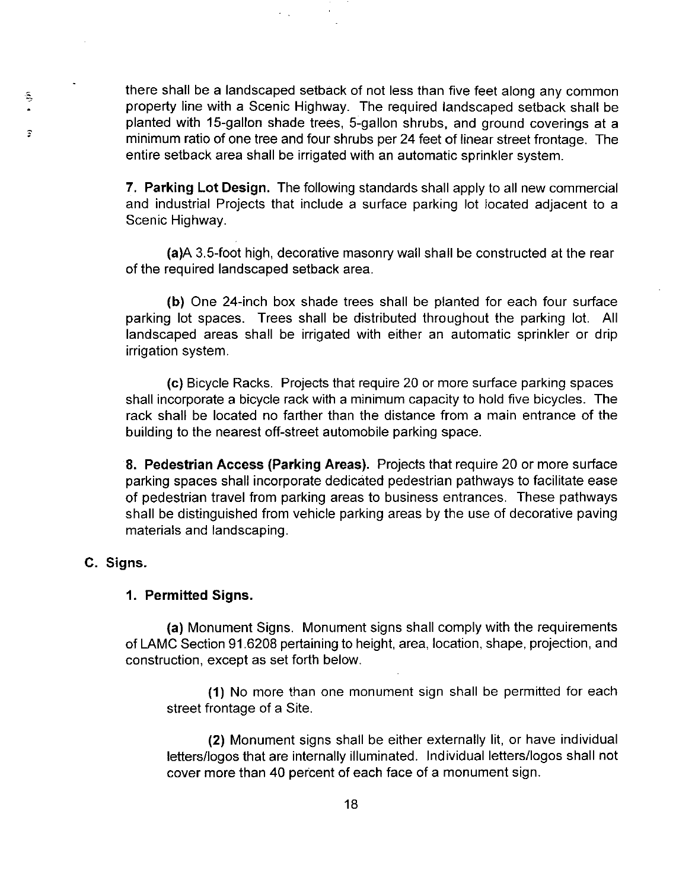there shall be a landscaped setback of not less than five feet along any common property line with a Scenic Highway. The required landscaped setback shall be planted with 15-gallon shade trees, 5-gallon shrubs, and ground coverings at a minimum ratio of one tree and four shrubs per 24 feet of linear street frontage. The entire setback area shall be irrigated with an automatic sprinkler system.

**7. Parking Lot Design.** The following standards shall apply to all new commercial and industrial Projects that include a surface parking lot located adjacent to a Scenic Highway.

**(a)**A 3.5-foot high, decorative masonry wall shall be constructed at the rear of the required landscaped setback area.

**(b)** One 24-inch box shade trees shall be planted for each four surface parking lot spaces. Trees shall be distributed throughout the parking lot. All landscaped areas shall be irrigated with either an automatic sprinkler or drip irrigation system.

**(c)** Bicycle Racks. Projects that require 20 or more surface parking spaces shall incorporate a bicycle rack with a minimum capacity to hold five bicycles. The rack shall be located no farther than the distance from a main entrance of the building to the nearest off-street automobile parking space.

**8. Pedestrian Access (Parking Areas).** Projects that require 20 or more surface parking spaces shall incorporate dedicated pedestrian pathways to facilitate ease of pedestrian travel from parking areas to business entrances. These pathways shall be distinguished from vehicle parking areas by the use of decorative paving materials and landscaping.

**C. Signs.**

**1. Permitted Signs.**

**(a)** Monument Signs. Monument signs shall comply with the requirements of LAMC Section 91.6208 pertaining to height, area, location, shape, projection, and construction, except as set forth below.

**(1)** No more than one monument sign shall be permitted for each street frontage of a Site.

**(2)** Monument signs shall be either externally lit, or have individual letters/logos that are internally illuminated. Individual letters/logos shall not cover more than 40 percent of each face of a monument sign.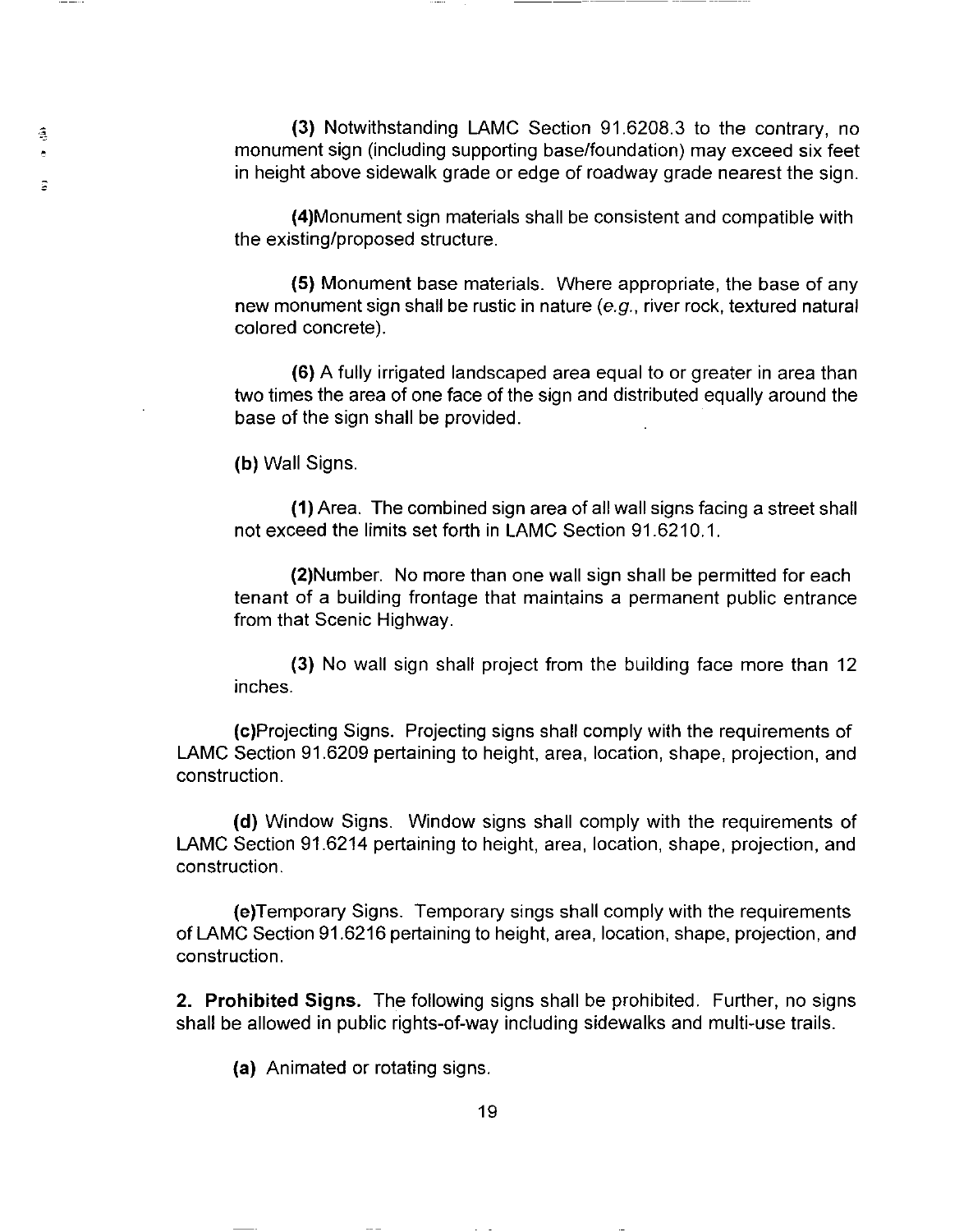**(3)** Notwithstanding LAMC Section 91.6208.3 to the contrary, no monument sign (including supporting base/foundation) may exceed six feet in height above sidewalk grade or edge of roadway grade nearest the sign.

**(4)**Monument sign materials shall be consistent and compatible with the existing/proposed structure.

**(5)** Monument base materials. Where appropriate, the base of any new monument sign shall be rustic in nature (*e.g.*, river rock, textured natural colored concrete).

**(6)** A fully irrigated landscaped area equal to or greater in area than two times the area of one face of the sign and distributed equally around the base of the sign shall be provided.

**(b)** Wall Signs.

**(1)** Area. The combined sign area of all wall signs facing a street shall not exceed the limits set forth in LAMC Section 91.6210.1.

**(2)**Number. No more than one wall sign shall be permitted for each tenant of a building frontage that maintains a permanent public entrance from that Scenic Highway.

**(3)** No wall sign shall project from the building face more than 12 inches.

**(c)**Projecting Signs. Projecting signs shall comply with the requirements of LAMC Section 91.6209 pertaining to height, area, location, shape, projection, and construction.

**(d)** Window Signs. Window signs shall comply with the requirements of LAMC Section 91.6214 pertaining to height, area, location, shape, projection, and construction.

**(e)**Temporary Signs. Temporary sings shall comply with the requirements of LAMC Section 91.6216 pertaining to height, area, location, shape, projection, and construction.

**2. Prohibited Signs.** The following signs shall be prohibited. Further, no signs shall be allowed in public rights-of-way including sidewalks and multi-use trails.

**(a)** Animated or rotating signs.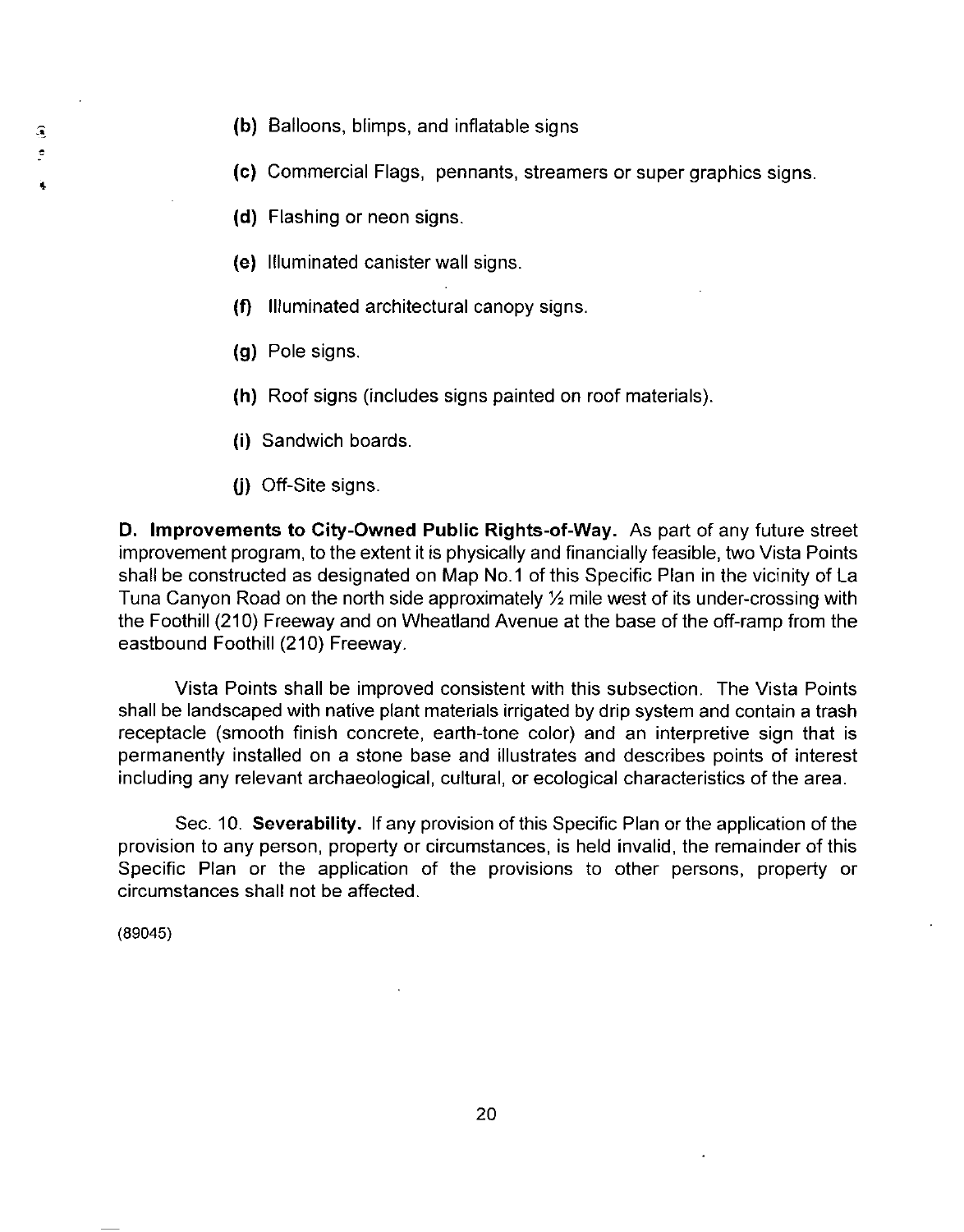**(b)** Balloons, blimps, and inflatable signs

**(c)** Commercial Flags, pennants, streamers or super graphics signs.

**(d)** Flashing or neon signs.

**(e)** Illuminated canister wall signs.

**(f)** Illuminated architectural canopy signs.

**(g)** Pole signs.

**(h)** Roof signs (includes signs painted on roof materials).

**(i)** Sandwich boards.

**(j)** Off-Site signs.

**D. Improvements to City-Owned Public Rights-of-Way.** As part of any future street improvement program, to the extent it is physically and financially feasible, two Vista Points shall be constructed as designated on Map No.1 of this Specific Plan in the vicinity of La Tuna Canyon Road on the north side approximately ½ mile west of its under-crossing with the Foothill (210) Freeway and on Wheatland Avenue at the base of the off-ramp from the eastbound Foothill (210) Freeway.

Vista Points shall be improved consistent with this subsection. The Vista Points shall be landscaped with native plant materials irrigated by drip system and contain a trash receptacle (smooth finish concrete, earth-tone color) and an interpretive sign that is permanently installed on a stone base and illustrates and describes points of interest including any relevant archaeological, cultural, or ecological characteristics of the area.

Sec. 10. **Severability.** If any provision of this Specific Plan or the application of the provision to any person, property or circumstances, is held invalid, the remainder of this Specific Plan or the application of the provisions to other persons, property or circumstances shall not be affected.

(89045)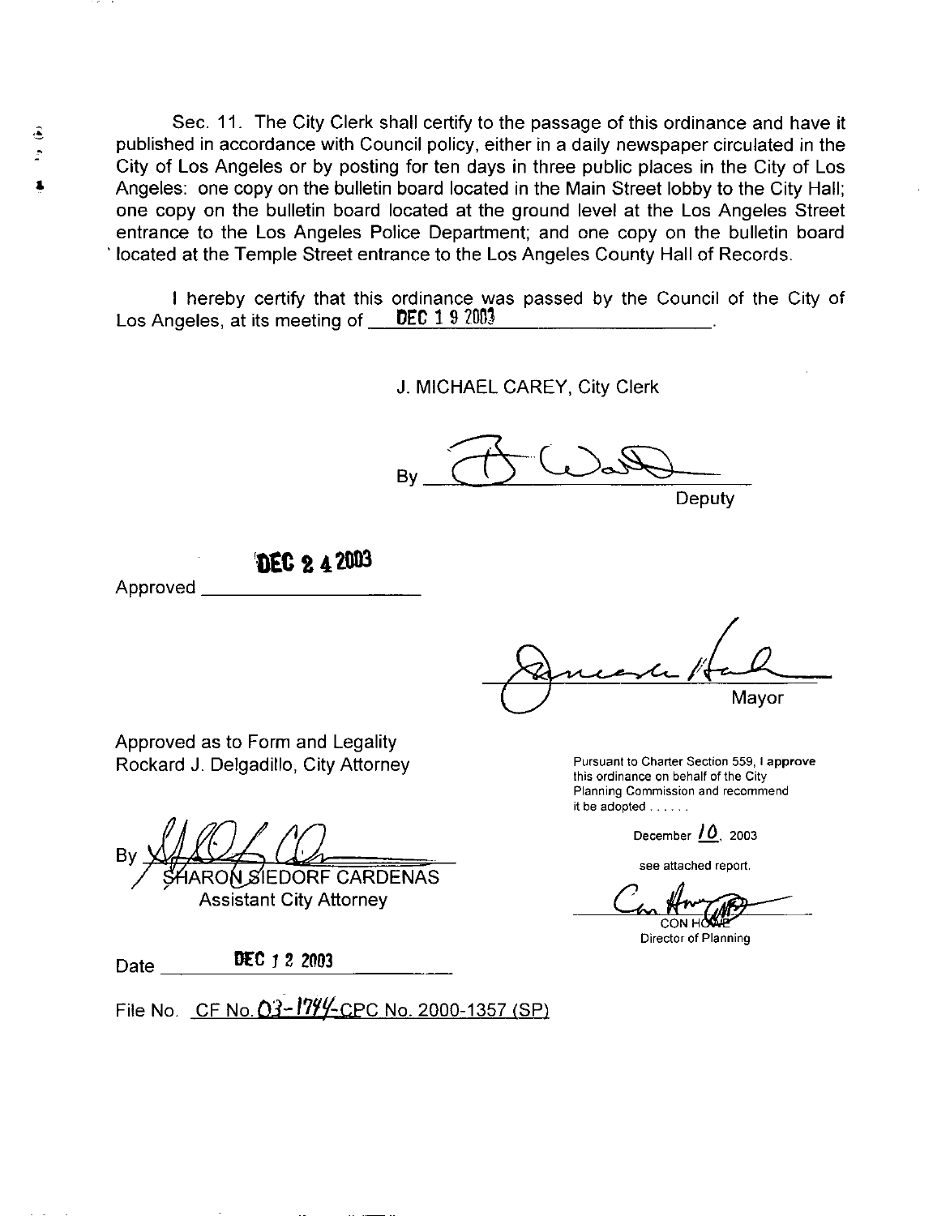Sec. 11. The City Clerk shall certify to the passage of this ordinance and have it published in accordance with Council policy, either in a daily newspaper circulated in the City of Los Angeles or by posting for ten days in three public places in the City of Los Angeles: one copy on the bulletin board located in the Main Street lobby to the City Hall; one copy on the bulletin board located at the ground level at the Los Angeles Street entrance to the Los Angeles Police Department; and one copy on the bulletin board located at the Temple Street entrance to the Los Angeles County Hall of Records.

I hereby certify that this ordinance was passed by the Council of the City of Los Angeles, at its meeting of DEC 19 2003.

J. MICHAEL CAREY, City Clerk

By _______________ Deputy

Approved DEC 24 2003

_______________ Mayor

Approved as to Form and Legality
Rockard J. Delgadillo, City Attorney

By _______________
SHARON SIEDORF CARDENAS
Assistant City Attorney

Date DEC 12 2003

File No. CF No. 03-1744-CPC No. 2000-1357 (SP)

Pursuant to Charter Section 559, I **approve** this ordinance on behalf of the City Planning Commission and recommend it be adopted . . . . . .

December 10, 2003

see attached report.

_______________
CON HOWE
Director of Planning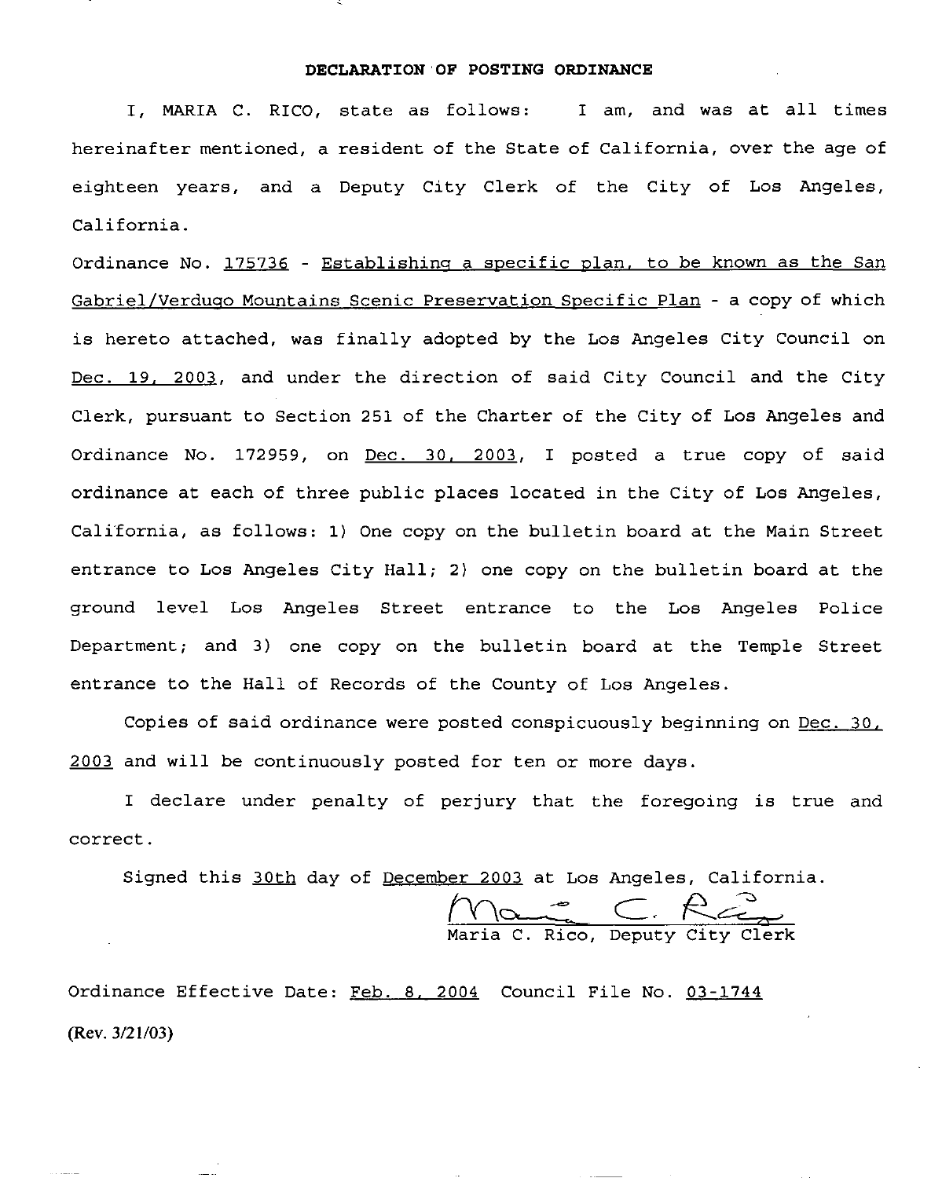# DECLARATION OF POSTING ORDINANCE

I, MARIA C. RICO, state as follows: I am, and was at all times hereinafter mentioned, a resident of the State of California, over the age of eighteen years, and a Deputy City Clerk of the City of Los Angeles, California.

Ordinance No. 175736 - Establishing a specific plan, to be known as the San Gabriel/Verdugo Mountains Scenic Preservation Specific Plan - a copy of which is hereto attached, was finally adopted by the Los Angeles City Council on Dec. 19, 2003, and under the direction of said City Council and the City Clerk, pursuant to Section 251 of the Charter of the City of Los Angeles and Ordinance No. 172959, on Dec. 30, 2003, I posted a true copy of said ordinance at each of three public places located in the City of Los Angeles, California, as follows: 1) One copy on the bulletin board at the Main Street entrance to Los Angeles City Hall; 2) one copy on the bulletin board at the ground level Los Angeles Street entrance to the Los Angeles Police Department; and 3) one copy on the bulletin board at the Temple Street entrance to the Hall of Records of the County of Los Angeles.

Copies of said ordinance were posted conspicuously beginning on Dec. 30, 2003 and will be continuously posted for ten or more days.

I declare under penalty of perjury that the foregoing is true and correct.

Signed this 30th day of December 2003 at Los Angeles, California.

Maria C. Rico, Deputy City Clerk

Ordinance Effective Date: Feb. 8, 2004 Council File No. 03-1744

(Rev. 3/21/03)